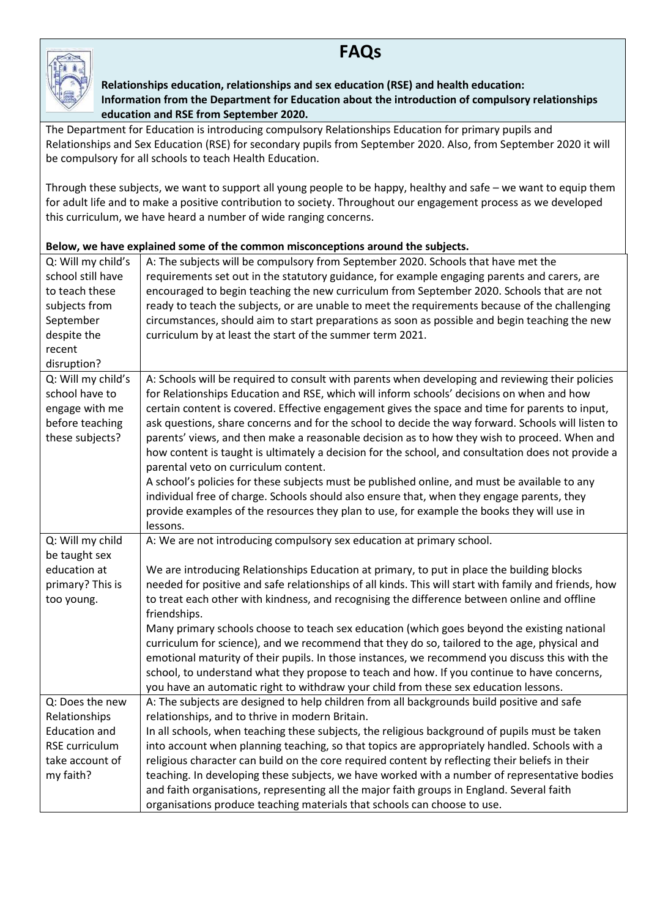# FAQs

**Relationships education, relationships and sex education (RSE) and health education: Information from the Department for Education about the introduction of compulsory relationships education and RSE from September 2020.**

The Department for Education is introducing compulsory Relationships Education for primary pupils and Relationships and Sex Education (RSE) for secondary pupils from September 2020. Also, from September 2020 it will be compulsory for all schools to teach Health Education.

Through these subjects, we want to support all young people to be happy, healthy and safe – we want to equip them for adult life and to make a positive contribution to society. Throughout our engagement process as we developed this curriculum, we have heard a number of wide ranging concerns.

**Below, we have explained some of the common misconceptions around the subjects.**

| Question | Answer |
|---|---|
| Q: Will my child's school still have to teach these subjects from September despite the recent disruption? | A: The subjects will be compulsory from September 2020. Schools that have met the requirements set out in the statutory guidance, for example engaging parents and carers, are encouraged to begin teaching the new curriculum from September 2020. Schools that are not ready to teach the subjects, or are unable to meet the requirements because of the challenging circumstances, should aim to start preparations as soon as possible and begin teaching the new curriculum by at least the start of the summer term 2021. |
| Q: Will my child's school have to engage with me before teaching these subjects? | A: Schools will be required to consult with parents when developing and reviewing their policies for Relationships Education and RSE, which will inform schools' decisions on when and how certain content is covered. Effective engagement gives the space and time for parents to input, ask questions, share concerns and for the school to decide the way forward. Schools will listen to parents' views, and then make a reasonable decision as to how they wish to proceed. When and how content is taught is ultimately a decision for the school, and consultation does not provide a parental veto on curriculum content.<br>A school's policies for these subjects must be published online, and must be available to any individual free of charge. Schools should also ensure that, when they engage parents, they provide examples of the resources they plan to use, for example the books they will use in lessons. |
| Q: Will my child be taught sex education at primary? This is too young. | A: We are not introducing compulsory sex education at primary school.<br><br>We are introducing Relationships Education at primary, to put in place the building blocks needed for positive and safe relationships of all kinds. This will start with family and friends, how to treat each other with kindness, and recognising the difference between online and offline friendships.<br>Many primary schools choose to teach sex education (which goes beyond the existing national curriculum for science), and we recommend that they do so, tailored to the age, physical and emotional maturity of their pupils. In those instances, we recommend you discuss this with the school, to understand what they propose to teach and how. If you continue to have concerns, you have an automatic right to withdraw your child from these sex education lessons. |
| Q: Does the new Relationships Education and RSE curriculum take account of my faith? | A: The subjects are designed to help children from all backgrounds build positive and safe relationships, and to thrive in modern Britain.<br>In all schools, when teaching these subjects, the religious background of pupils must be taken into account when planning teaching, so that topics are appropriately handled. Schools with a religious character can build on the core required content by reflecting their beliefs in their teaching. In developing these subjects, we have worked with a number of representative bodies and faith organisations, representing all the major faith groups in England. Several faith organisations produce teaching materials that schools can choose to use. |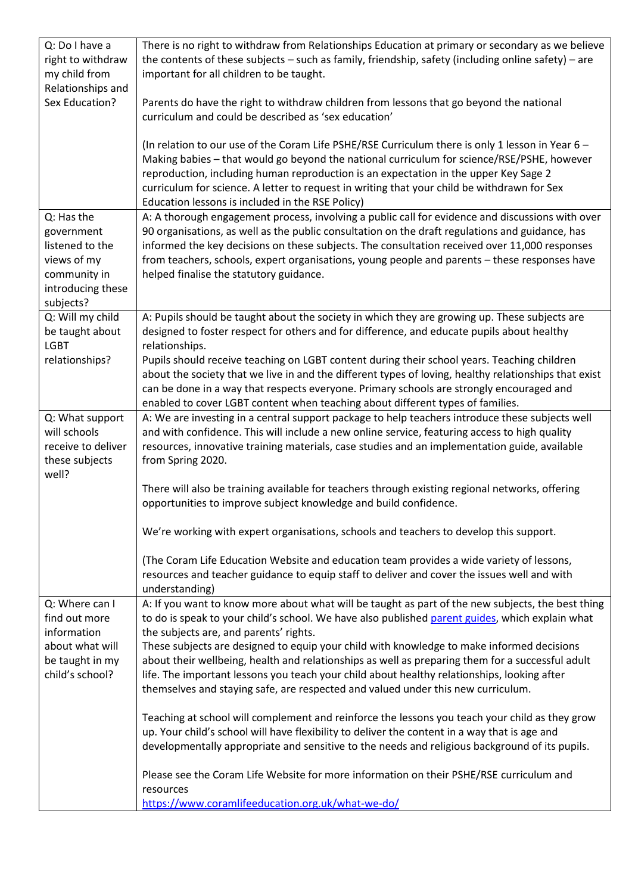| | |
|---|---|
| Q: Do I have a right to withdraw my child from Relationships and Sex Education? | There is no right to withdraw from Relationships Education at primary or secondary as we believe the contents of these subjects – such as family, friendship, safety (including online safety) – are important for all children to be taught.<br><br>Parents do have the right to withdraw children from lessons that go beyond the national curriculum and could be described as 'sex education'<br><br>(In relation to our use of the Coram Life PSHE/RSE Curriculum there is only 1 lesson in Year 6 – Making babies – that would go beyond the national curriculum for science/RSE/PSHE, however reproduction, including human reproduction is an expectation in the upper Key Sage 2 curriculum for science. A letter to request in writing that your child be withdrawn for Sex Education lessons is included in the RSE Policy) |
| Q: Has the government listened to the views of my community in introducing these subjects? | A: A thorough engagement process, involving a public call for evidence and discussions with over 90 organisations, as well as the public consultation on the draft regulations and guidance, has informed the key decisions on these subjects. The consultation received over 11,000 responses from teachers, schools, expert organisations, young people and parents – these responses have helped finalise the statutory guidance. |
| Q: Will my child be taught about LGBT relationships? | A: Pupils should be taught about the society in which they are growing up. These subjects are designed to foster respect for others and for difference, and educate pupils about healthy relationships.<br>Pupils should receive teaching on LGBT content during their school years. Teaching children about the society that we live in and the different types of loving, healthy relationships that exist can be done in a way that respects everyone. Primary schools are strongly encouraged and enabled to cover LGBT content when teaching about different types of families. |
| Q: What support will schools receive to deliver these subjects well? | A: We are investing in a central support package to help teachers introduce these subjects well and with confidence. This will include a new online service, featuring access to high quality resources, innovative training materials, case studies and an implementation guide, available from Spring 2020.<br><br>There will also be training available for teachers through existing regional networks, offering opportunities to improve subject knowledge and build confidence.<br><br>We're working with expert organisations, schools and teachers to develop this support.<br><br>(The Coram Life Education Website and education team provides a wide variety of lessons, resources and teacher guidance to equip staff to deliver and cover the issues well and with understanding) |
| Q: Where can I find out more information about what will be taught in my child's school? | A: If you want to know more about what will be taught as part of the new subjects, the best thing to do is speak to your child's school. We have also published parent guides, which explain what the subjects are, and parents' rights.<br>These subjects are designed to equip your child with knowledge to make informed decisions about their wellbeing, health and relationships as well as preparing them for a successful adult life. The important lessons you teach your child about healthy relationships, looking after themselves and staying safe, are respected and valued under this new curriculum.<br><br>Teaching at school will complement and reinforce the lessons you teach your child as they grow up. Your child's school will have flexibility to deliver the content in a way that is age and developmentally appropriate and sensitive to the needs and religious background of its pupils.<br><br>Please see the Coram Life Website for more information on their PSHE/RSE curriculum and resources<br>https://www.coramlifeeducation.org.uk/what-we-do/ |